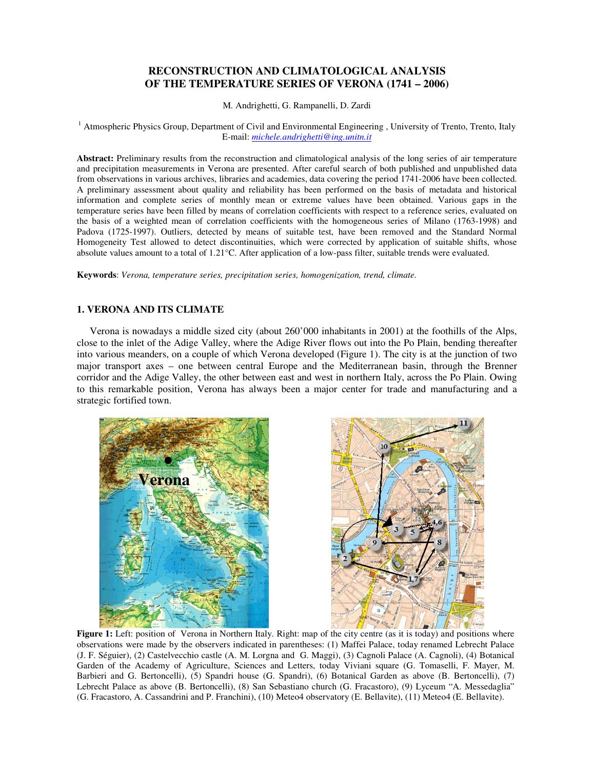# RECONSTRUCTION AND CLIMATOLOGICAL ANALYSIS OF THE TEMPERATURE SERIES OF VERONA (1741 – 2006)

M. Andrighetti, G. Rampanelli, D. Zardi

[1] Atmospheric Physics Group, Department of Civil and Environmental Engineering , University of Trento, Trento, Italy
E-mail: *michele.andrighetti@ing.unitn.it*

**Abstract:** Preliminary results from the reconstruction and climatological analysis of the long series of air temperature and precipitation measurements in Verona are presented. After careful search of both published and unpublished data from observations in various archives, libraries and academies, data covering the period 1741-2006 have been collected. A preliminary assessment about quality and reliability has been performed on the basis of metadata and historical information and complete series of monthly mean or extreme values have been obtained. Various gaps in the temperature series have been filled by means of correlation coefficients with respect to a reference series, evaluated on the basis of a weighted mean of correlation coefficients with the homogeneous series of Milano (1763-1998) and Padova (1725-1997). Outliers, detected by means of suitable test, have been removed and the Standard Normal Homogeneity Test allowed to detect discontinuities, which were corrected by application of suitable shifts, whose absolute values amount to a total of 1.21°C. After application of a low-pass filter, suitable trends were evaluated.

**Keywords**: *Verona, temperature series, precipitation series, homogenization, trend, climate.*

## 1. VERONA AND ITS CLIMATE

Verona is nowadays a middle sized city (about 260'000 inhabitants in 2001) at the foothills of the Alps, close to the inlet of the Adige Valley, where the Adige River flows out into the Po Plain, bending thereafter into various meanders, on a couple of which Verona developed (Figure 1). The city is at the junction of two major transport axes – one between central Europe and the Mediterranean basin, through the Brenner corridor and the Adige Valley, the other between east and west in northern Italy, across the Po Plain. Owing to this remarkable position, Verona has always been a major center for trade and manufacturing and a strategic fortified town.

**Figure 1:** Left: position of Verona in Northern Italy. Right: map of the city centre (as it is today) and positions where observations were made by the observers indicated in parentheses: (1) Maffei Palace, today renamed Lebrecht Palace (J. F. Séguier), (2) Castelvecchio castle (A. M. Lorgna and G. Maggi), (3) Cagnoli Palace (A. Cagnoli), (4) Botanical Garden of the Academy of Agriculture, Sciences and Letters, today Viviani square (G. Tomaselli, F. Mayer, M. Barbieri and G. Bertoncelli), (5) Spandri house (G. Spandri), (6) Botanical Garden as above (B. Bertoncelli), (7) Lebrecht Palace as above (B. Bertoncelli), (8) San Sebastiano church (G. Fracastoro), (9) Lyceum "A. Messedaglia" (G. Fracastoro, A. Cassandrini and P. Franchini), (10) Meteo4 observatory (E. Bellavite), (11) Meteo4 (E. Bellavite).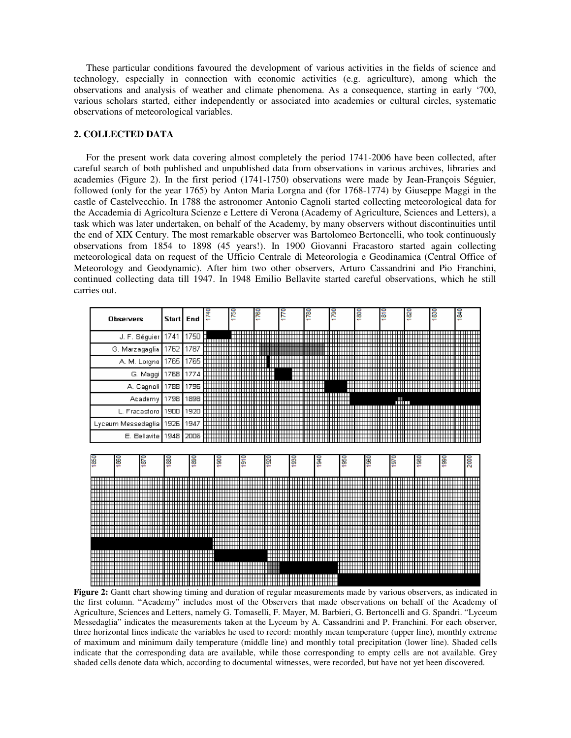These particular conditions favoured the development of various activities in the fields of science and technology, especially in connection with economic activities (e.g. agriculture), among which the observations and analysis of weather and climate phenomena. As a consequence, starting in early '700, various scholars started, either independently or associated into academies or cultural circles, systematic observations of meteorological variables.

## 2. COLLECTED DATA

For the present work data covering almost completely the period 1741-2006 have been collected, after careful search of both published and unpublished data from observations in various archives, libraries and academies (Figure 2). In the first period (1741-1750) observations were made by Jean-François Séguier, followed (only for the year 1765) by Anton Maria Lorgna and (for 1768-1774) by Giuseppe Maggi in the castle of Castelvecchio. In 1788 the astronomer Antonio Cagnoli started collecting meteorological data for the Accademia di Agricoltura Scienze e Lettere di Verona (Academy of Agriculture, Sciences and Letters), a task which was later undertaken, on behalf of the Academy, by many observers without discontinuities until the end of XIX Century. The most remarkable observer was Bartolomeo Bertoncelli, who took continuously observations from 1854 to 1898 (45 years!). In 1900 Giovanni Fracastoro started again collecting meteorological data on request of the Ufficio Centrale di Meteorologia e Geodinamica (Central Office of Meteorology and Geodynamic). After him two other observers, Arturo Cassandrini and Pio Franchini, continued collecting data till 1947. In 1948 Emilio Bellavite started careful observations, which he still carries out.

| Observers | Start | End |
|---|---|---|
| J. F. Séguier | 1741 | 1750 |
| G. Marzagaglia | 1762 | 1787 |
| A. M. Lorgna | 1765 | 1765 |
| G. Maggi | 1768 | 1774 |
| A. Cagnoli | 1788 | 1796 |
| Academy | 1798 | 1898 |
| L. Fracastoro | 1900 | 1920 |
| Lyceum Messedaglia | 1926 | 1947 |
| E. Bellavite | 1948 | 2006 |

**Figure 2:** Gantt chart showing timing and duration of regular measurements made by various observers, as indicated in the first column. "Academy" includes most of the Observers that made observations on behalf of the Academy of Agriculture, Sciences and Letters, namely G. Tomaselli, F. Mayer, M. Barbieri, G. Bertoncelli and G. Spandri. "Lyceum Messedaglia" indicates the measurements taken at the Lyceum by A. Cassandrini and P. Franchini. For each observer, three horizontal lines indicate the variables he used to record: monthly mean temperature (upper line), monthly extreme of maximum and minimum daily temperature (middle line) and monthly total precipitation (lower line). Shaded cells indicate that the corresponding data are available, while those corresponding to empty cells are not available. Grey shaded cells denote data which, according to documental witnesses, were recorded, but have not yet been discovered.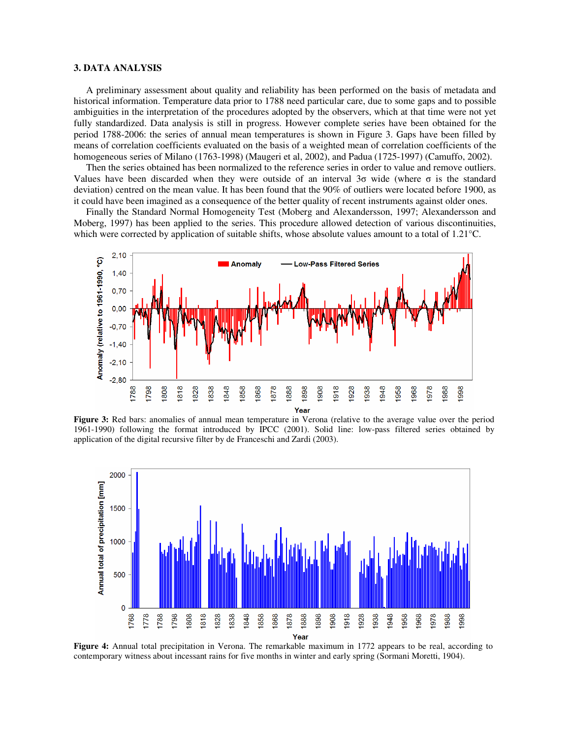## 3. DATA ANALYSIS

A preliminary assessment about quality and reliability has been performed on the basis of metadata and historical information. Temperature data prior to 1788 need particular care, due to some gaps and to possible ambiguities in the interpretation of the procedures adopted by the observers, which at that time were not yet fully standardized. Data analysis is still in progress. However complete series have been obtained for the period 1788-2006: the series of annual mean temperatures is shown in Figure 3. Gaps have been filled by means of correlation coefficients evaluated on the basis of a weighted mean of correlation coefficients of the homogeneous series of Milano (1763-1998) (Maugeri et al, 2002), and Padua (1725-1997) (Camuffo, 2002).

Then the series obtained has been normalized to the reference series in order to value and remove outliers. Values have been discarded when they were outside of an interval 3σ wide (where σ is the standard deviation) centred on the mean value. It has been found that the 90% of outliers were located before 1900, as it could have been imagined as a consequence of the better quality of recent instruments against older ones.

Finally the Standard Normal Homogeneity Test (Moberg and Alexandersson, 1997; Alexandersson and Moberg, 1997) has been applied to the series. This procedure allowed detection of various discontinuities, which were corrected by application of suitable shifts, whose absolute values amount to a total of 1.21°C.

**Figure 3:** Red bars: anomalies of annual mean temperature in Verona (relative to the average value over the period 1961-1990) following the format introduced by IPCC (2001). Solid line: low-pass filtered series obtained by application of the digital recursive filter by de Franceschi and Zardi (2003).

**Figure 4:** Annual total precipitation in Verona. The remarkable maximum in 1772 appears to be real, according to contemporary witness about incessant rains for five months in winter and early spring (Sormani Moretti, 1904).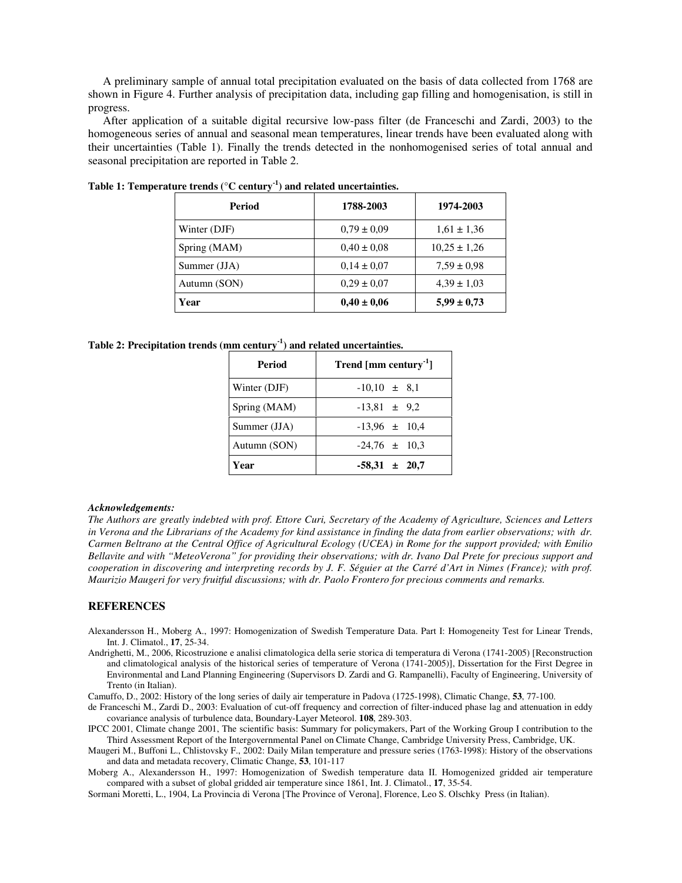A preliminary sample of annual total precipitation evaluated on the basis of data collected from 1768 are shown in Figure 4. Further analysis of precipitation data, including gap filling and homogenisation, is still in progress.

After application of a suitable digital recursive low-pass filter (de Franceschi and Zardi, 2003) to the homogeneous series of annual and seasonal mean temperatures, linear trends have been evaluated along with their uncertainties (Table 1). Finally the trends detected in the nonhomogenised series of total annual and seasonal precipitation are reported in Table 2.

**Table 1: Temperature trends (°C century$^{-1}$) and related uncertainties.**

| Period | 1788-2003 | 1974-2003 |
|---|---|---|
| Winter (DJF) | 0,79 ± 0,09 | 1,61 ± 1,36 |
| Spring (MAM) | 0,40 ± 0,08 | 10,25 ± 1,26 |
| Summer (JJA) | 0,14 ± 0,07 | 7,59 ± 0,98 |
| Autumn (SON) | 0,29 ± 0,07 | 4,39 ± 1,03 |
| **Year** | **0,40 ± 0,06** | **5,99 ± 0,73** |

**Table 2: Precipitation trends (mm century$^{-1}$) and related uncertainties.**

| Period | Trend [mm century$^{-1}$] |
|---|---|
| Winter (DJF) | -10,10 ± 8,1 |
| Spring (MAM) | -13,81 ± 9,2 |
| Summer (JJA) | -13,96 ± 10,4 |
| Autumn (SON) | -24,76 ± 10,3 |
| **Year** | **-58,31 ± 20,7** |

***Acknowledgements:***

*The Authors are greatly indebted with prof. Ettore Curi, Secretary of the Academy of Agriculture, Sciences and Letters in Verona and the Librarians of the Academy for kind assistance in finding the data from earlier observations; with dr. Carmen Beltrano at the Central Office of Agricultural Ecology (UCEA) in Rome for the support provided; with Emilio Bellavite and with "MeteoVerona" for providing their observations; with dr. Ivano Dal Prete for precious support and cooperation in discovering and interpreting records by J. F. Séguier at the Carré d'Art in Nimes (France); with prof. Maurizio Maugeri for very fruitful discussions; with dr. Paolo Frontero for precious comments and remarks.*

## REFERENCES

Alexandersson H., Moberg A., 1997: Homogenization of Swedish Temperature Data. Part I: Homogeneity Test for Linear Trends, Int. J. Climatol., **17**, 25-34.

Andrighetti, M., 2006, Ricostruzione e analisi climatologica della serie storica di temperatura di Verona (1741-2005) [Reconstruction and climatological analysis of the historical series of temperature of Verona (1741-2005)], Dissertation for the First Degree in Environmental and Land Planning Engineering (Supervisors D. Zardi and G. Rampanelli), Faculty of Engineering, University of Trento (in Italian).

Camuffo, D., 2002: History of the long series of daily air temperature in Padova (1725-1998), Climatic Change, **53**, 77-100.

de Franceschi M., Zardi D., 2003: Evaluation of cut-off frequency and correction of filter-induced phase lag and attenuation in eddy covariance analysis of turbulence data, Boundary-Layer Meteorol. **108**, 289-303.

IPCC 2001, Climate change 2001, The scientific basis: Summary for policymakers, Part of the Working Group I contribution to the Third Assessment Report of the Intergovernmental Panel on Climate Change, Cambridge University Press, Cambridge, UK.

Maugeri M., Buffoni L., Chlistovsky F., 2002: Daily Milan temperature and pressure series (1763-1998): History of the observations and data and metadata recovery, Climatic Change, **53**, 101-117

Moberg A., Alexandersson H., 1997: Homogenization of Swedish temperature data II. Homogenized gridded air temperature compared with a subset of global gridded air temperature since 1861, Int. J. Climatol., **17**, 35-54.

Sormani Moretti, L., 1904, La Provincia di Verona [The Province of Verona], Florence, Leo S. Olschky Press (in Italian).